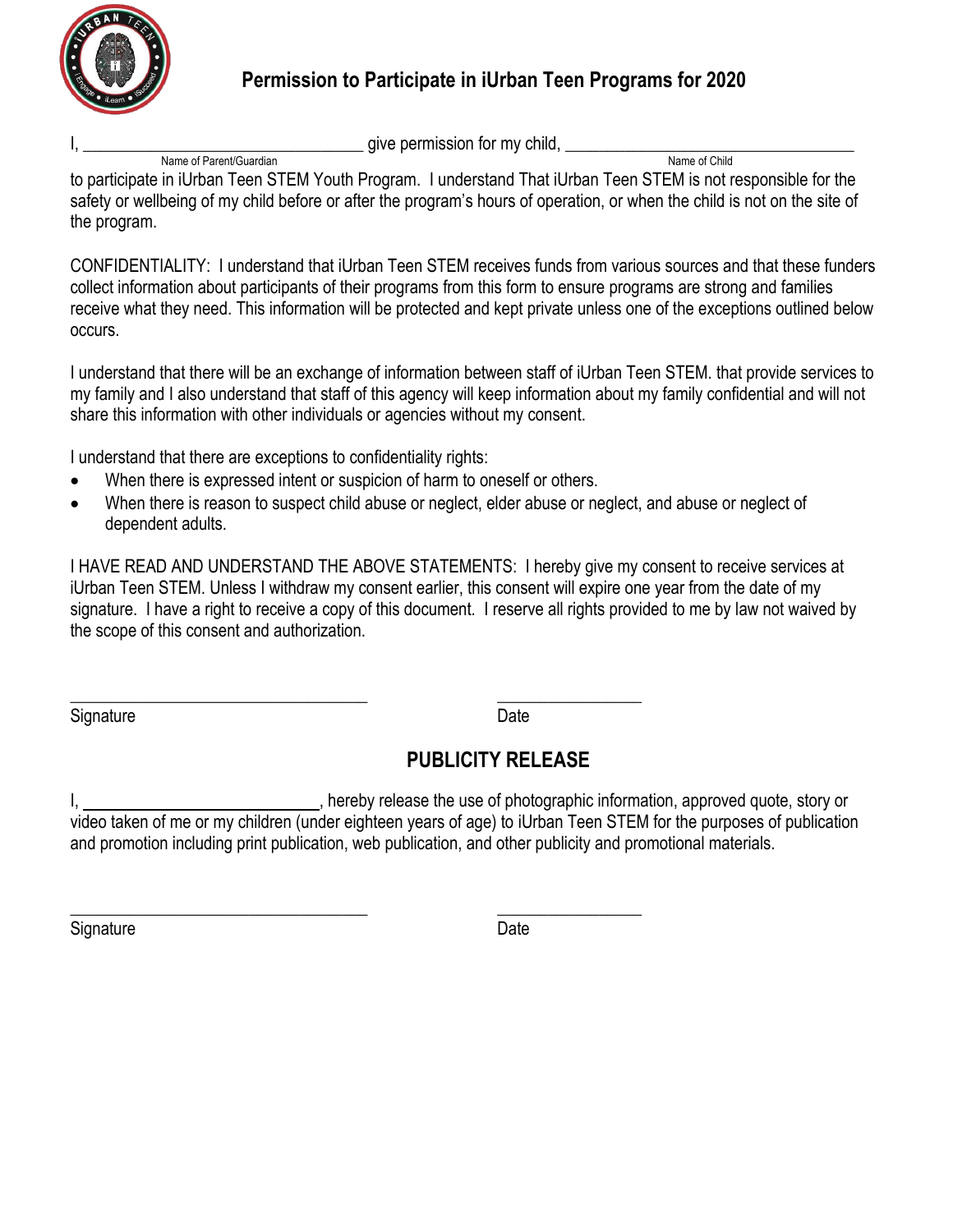## Permission to Participate in iUrban Teen Programs for 2020

I, ______________________________ give permission for my child, ______________________________
Name of Parent/Guardian Name of Child

to participate in iUrban Teen STEM Youth Program. I understand That iUrban Teen STEM is not responsible for the safety or wellbeing of my child before or after the program's hours of operation, or when the child is not on the site of the program.

CONFIDENTIALITY: I understand that iUrban Teen STEM receives funds from various sources and that these funders collect information about participants of their programs from this form to ensure programs are strong and families receive what they need. This information will be protected and kept private unless one of the exceptions outlined below occurs.

I understand that there will be an exchange of information between staff of iUrban Teen STEM. that provide services to my family and I also understand that staff of this agency will keep information about my family confidential and will not share this information with other individuals or agencies without my consent.

I understand that there are exceptions to confidentiality rights:

- When there is expressed intent or suspicion of harm to oneself or others.
- When there is reason to suspect child abuse or neglect, elder abuse or neglect, and abuse or neglect of dependent adults.

I HAVE READ AND UNDERSTAND THE ABOVE STATEMENTS: I hereby give my consent to receive services at iUrban Teen STEM. Unless I withdraw my consent earlier, this consent will expire one year from the date of my signature. I have a right to receive a copy of this document. I reserve all rights provided to me by law not waived by the scope of this consent and authorization.

______________________________ ________________
Signature Date

## PUBLICITY RELEASE

I, ________________________, hereby release the use of photographic information, approved quote, story or video taken of me or my children (under eighteen years of age) to iUrban Teen STEM for the purposes of publication and promotion including print publication, web publication, and other publicity and promotional materials.

______________________________ ________________
Signature Date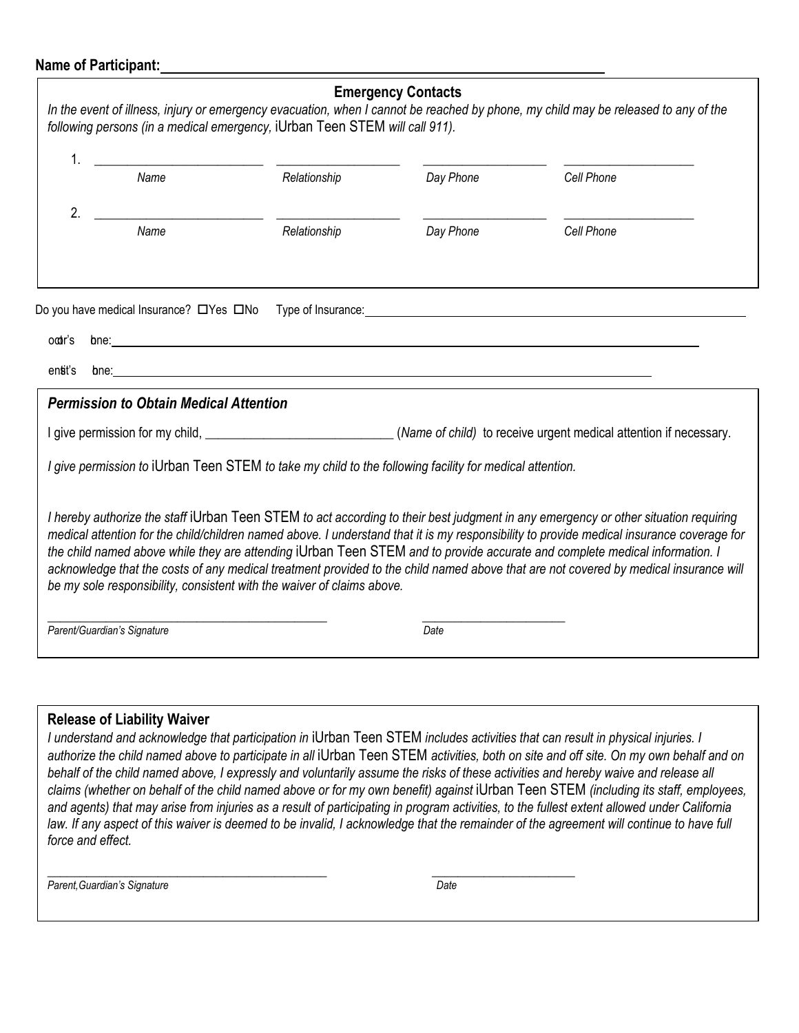**Name of Participant:** \_\_\_\_\_\_\_\_\_\_\_\_\_\_\_\_\_\_\_\_\_\_\_\_\_\_\_\_\_\_\_\_\_\_\_\_\_\_\_\_\_\_\_\_

## Emergency Contacts

*In the event of illness, injury or emergency evacuation, when I cannot be reached by phone, my child may be released to any of the following persons (in a medical emergency,* iUrban Teen STEM *will call 911).*

| | Name | Relationship | Day Phone | Cell Phone |
|---|---|---|---|---|
| 1. | | | | |
| 2. | | | | |

Do you have medical Insurance? ☐Yes ☐No Type of Insurance: \_\_\_\_\_\_\_\_\_\_\_\_\_\_\_\_\_\_\_\_\_\_\_\_\_\_\_\_\_\_

odtr's bne: \_\_\_\_\_\_\_\_\_\_\_\_\_\_\_\_\_\_\_\_\_\_\_\_\_\_\_\_\_\_\_\_\_\_\_\_\_\_\_\_\_\_\_\_

entit's bne: \_\_\_\_\_\_\_\_\_\_\_\_\_\_\_\_\_\_\_\_\_\_\_\_\_\_\_\_\_\_\_\_\_\_\_\_\_\_\_\_\_\_\_\_

### *Permission to Obtain Medical Attention*

I give permission for my child, \_\_\_\_\_\_\_\_\_\_\_\_\_\_\_\_\_\_\_\_\_\_\_\_\_\_\_\_ (*Name of child)* to receive urgent medical attention if necessary.

*I give permission to* iUrban Teen STEM *to take my child to the following facility for medical attention.*

*I hereby authorize the staff* iUrban Teen STEM *to act according to their best judgment in any emergency or other situation requiring medical attention for the child/children named above. I understand that it is my responsibility to provide medical insurance coverage for the child named above while they are attending* iUrban Teen STEM *and to provide accurate and complete medical information. I acknowledge that the costs of any medical treatment provided to the child named above that are not covered by medical insurance will be my sole responsibility, consistent with the waiver of claims above.*

\_\_\_\_\_\_\_\_\_\_\_\_\_\_\_\_\_\_\_\_\_\_\_\_\_\_\_\_\_\_\_\_\_\_\_\_\_\_\_\_\_\_ \_\_\_\_\_\_\_\_\_\_\_\_\_\_\_\_\_\_\_\_\_\_\_\_

*Parent/Guardian's Signature* *Date*

### Release of Liability Waiver

*I understand and acknowledge that participation in* iUrban Teen STEM *includes activities that can result in physical injuries. I authorize the child named above to participate in all* iUrban Teen STEM *activities, both on site and off site. On my own behalf and on behalf of the child named above, I expressly and voluntarily assume the risks of these activities and hereby waive and release all claims (whether on behalf of the child named above or for my own benefit) against* iUrban Teen STEM *(including its staff, employees, and agents) that may arise from injuries as a result of participating in program activities, to the fullest extent allowed under California law. If any aspect of this waiver is deemed to be invalid, I acknowledge that the remainder of the agreement will continue to have full force and effect.*

\_\_\_\_\_\_\_\_\_\_\_\_\_\_\_\_\_\_\_\_\_\_\_\_\_\_\_\_\_\_\_\_\_\_\_\_\_\_\_\_\_\_ \_\_\_\_\_\_\_\_\_\_\_\_\_\_\_\_\_\_\_\_\_\_\_\_

*Parent,Guardian's Signature* *Date*